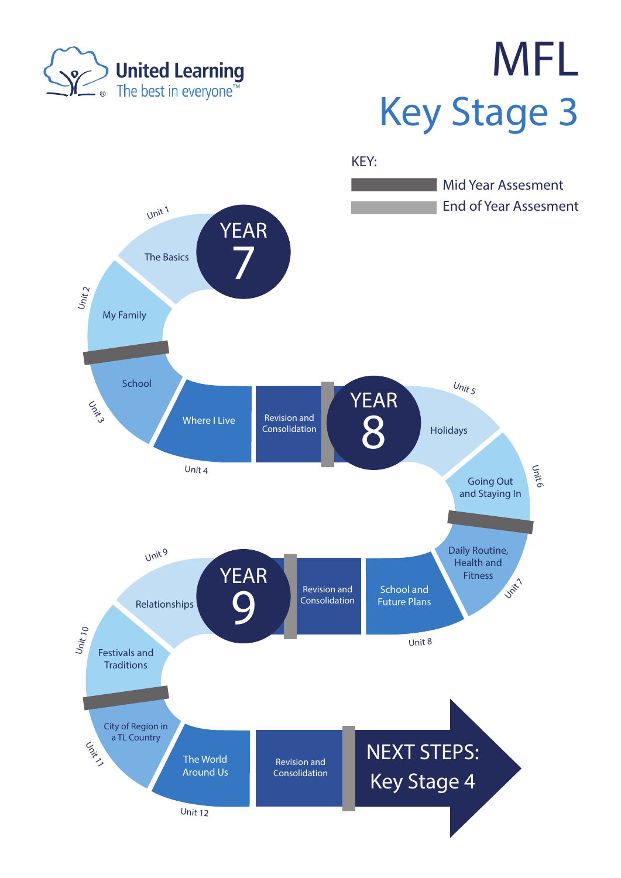United Learning
The best in everyone™

# MFL
## Key Stage 3

**KEY:**
- Mid Year Assesment
- End of Year Assesment

### YEAR 7
- Unit 1: The Basics
- Unit 2: My Family
- *Mid Year Assessment*
- Unit 3: School
- Unit 4: Where I Live
- Revision and Consolidation
- *End of Year Assessment*

### YEAR 8
- Unit 5: Holidays
- Unit 6: Going Out and Staying In
- *Mid Year Assessment*
- Unit 7: Daily Routine, Health and Fitness
- Unit 8: School and Future Plans
- Revision and Consolidation
- *End of Year Assessment*

### YEAR 9
- Unit 9: Relationships
- Unit 10: Festivals and Traditions
- *Mid Year Assessment*
- Unit 11: City of Region in a TL Country
- Unit 12: The World Around Us
- Revision and Consolidation
- *End of Year Assessment*

**NEXT STEPS: Key Stage 4**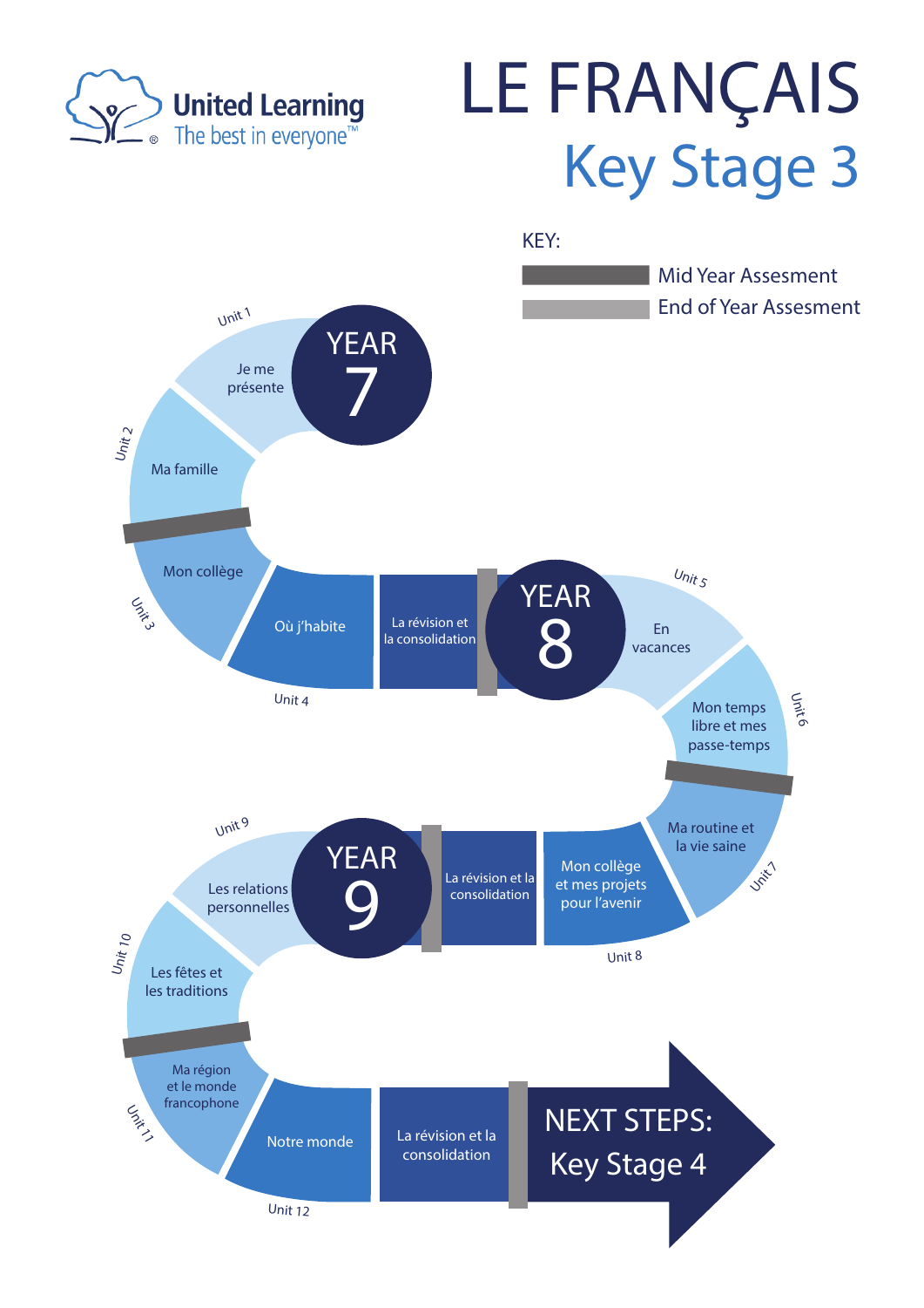United Learning
The best in everyone™

# LE FRANÇAIS
## Key Stage 3

KEY:
- Mid Year Assesment
- End of Year Assesment

### YEAR 7

- Unit 1: Je me présente
- Unit 2: Ma famille
- *Mid Year Assesment*
- Unit 3: Mon collège
- Unit 4: Où j'habite
- La révision et la consolidation
- *End of Year Assesment*

### YEAR 8

- Unit 5: En vacances
- Unit 6: Mon temps libre et mes passe-temps
- *Mid Year Assesment*
- Unit 7: Ma routine et la vie saine
- Unit 8: Mon collège et mes projets pour l'avenir
- La révision et la consolidation
- *End of Year Assesment*

### YEAR 9

- Unit 9: Les relations personnelles
- Unit 10: Les fêtes et les traditions
- *Mid Year Assesment*
- Unit 11: Ma région et le monde francophone
- Unit 12: Notre monde
- La révision et la consolidation
- *End of Year Assesment*

NEXT STEPS: Key Stage 4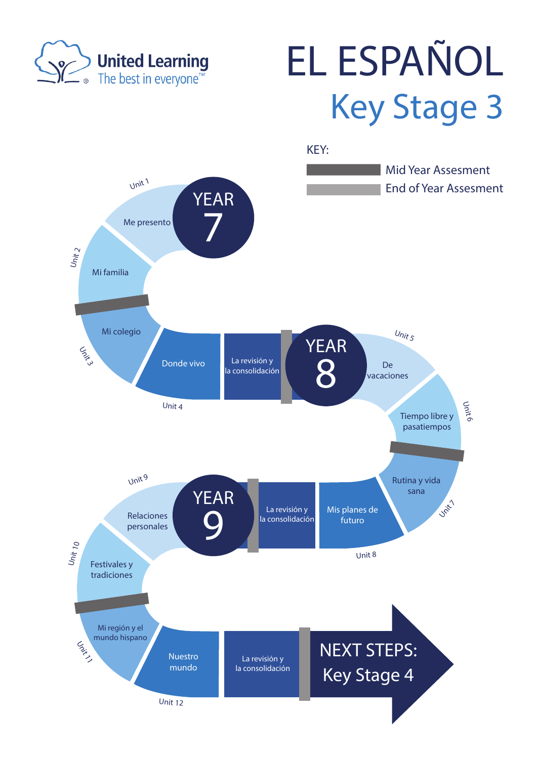United Learning
The best in everyone™

# EL ESPAÑOL

## Key Stage 3

KEY:

- Mid Year Assesment
- End of Year Assesment

## YEAR 7

- Unit 1: Me presento
- Unit 2: Mi familia
- Mid Year Assesment
- Unit 3: Mi colegio
- Unit 4: Donde vivo
- La revisión y la consolidación
- End of Year Assesment

## YEAR 8

- Unit 5: De vacaciones
- Unit 6: Tiempo libre y pasatiempos
- Mid Year Assesment
- Unit 7: Rutina y vida sana
- Unit 8: Mis planes de futuro
- La revisión y la consolidación
- End of Year Assesment

## YEAR 9

- Unit 9: Relaciones personales
- Unit 10: Festivales y tradiciones
- Mid Year Assesment
- Unit 11: Mi región y el mundo hispano
- Unit 12: Nuestro mundo
- La revisión y la consolidación
- End of Year Assesment

NEXT STEPS: Key Stage 4